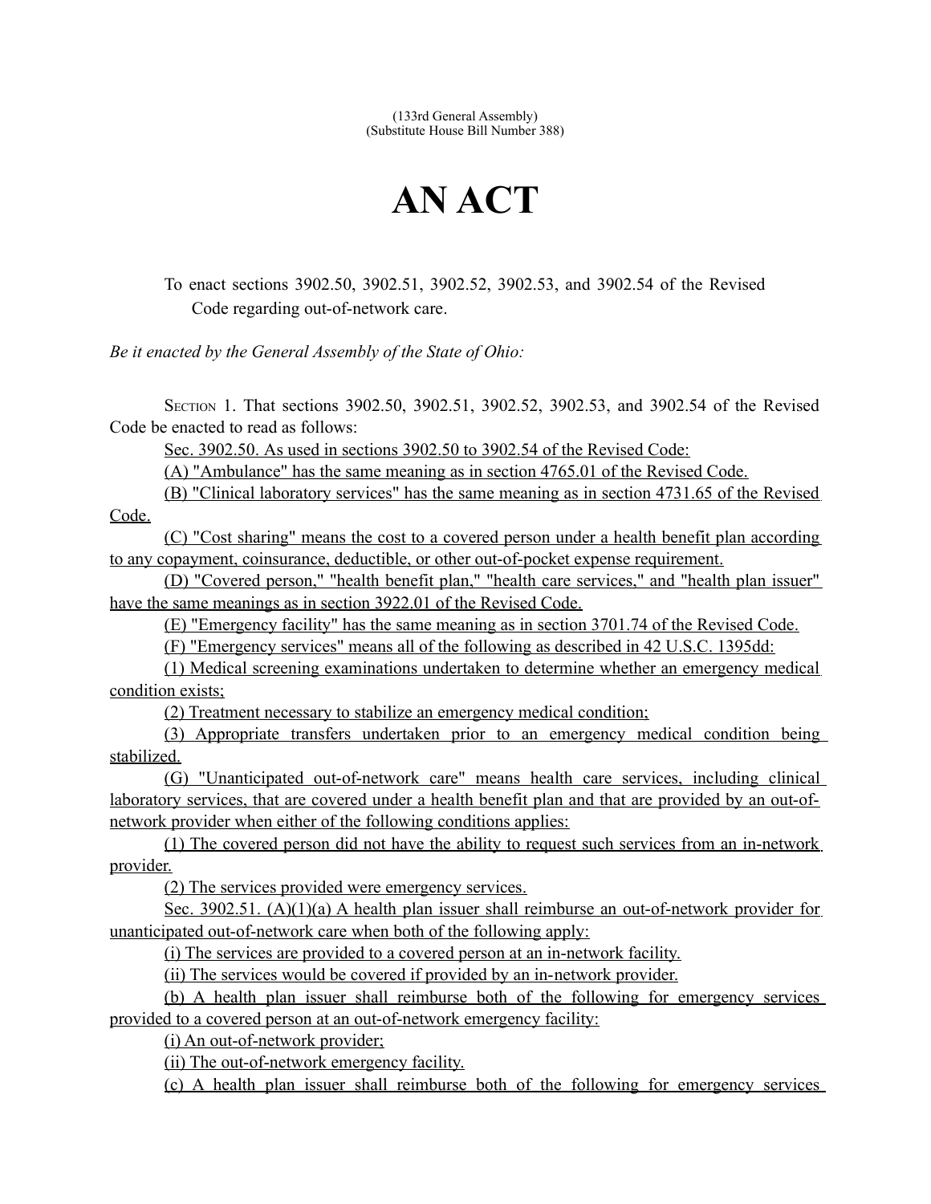(133rd General Assembly)
(Substitute House Bill Number 388)

# AN ACT

To enact sections 3902.50, 3902.51, 3902.52, 3902.53, and 3902.54 of the Revised Code regarding out-of-network care.

*Be it enacted by the General Assembly of the State of Ohio:*

SECTION 1. That sections 3902.50, 3902.51, 3902.52, 3902.53, and 3902.54 of the Revised Code be enacted to read as follows:

Sec. 3902.50. As used in sections 3902.50 to 3902.54 of the Revised Code:

(A) "Ambulance" has the same meaning as in section 4765.01 of the Revised Code.

(B) "Clinical laboratory services" has the same meaning as in section 4731.65 of the Revised Code.

(C) "Cost sharing" means the cost to a covered person under a health benefit plan according to any copayment, coinsurance, deductible, or other out-of-pocket expense requirement.

(D) "Covered person," "health benefit plan," "health care services," and "health plan issuer" have the same meanings as in section 3922.01 of the Revised Code.

(E) "Emergency facility" has the same meaning as in section 3701.74 of the Revised Code.

(F) "Emergency services" means all of the following as described in 42 U.S.C. 1395dd:

(1) Medical screening examinations undertaken to determine whether an emergency medical condition exists;

(2) Treatment necessary to stabilize an emergency medical condition;

(3) Appropriate transfers undertaken prior to an emergency medical condition being stabilized.

(G) "Unanticipated out-of-network care" means health care services, including clinical laboratory services, that are covered under a health benefit plan and that are provided by an out-of-network provider when either of the following conditions applies:

(1) The covered person did not have the ability to request such services from an in-network provider.

(2) The services provided were emergency services.

Sec. 3902.51. (A)(1)(a) A health plan issuer shall reimburse an out-of-network provider for unanticipated out-of-network care when both of the following apply:

(i) The services are provided to a covered person at an in-network facility.

(ii) The services would be covered if provided by an in-network provider.

(b) A health plan issuer shall reimburse both of the following for emergency services provided to a covered person at an out-of-network emergency facility:

(i) An out-of-network provider;

(ii) The out-of-network emergency facility.

(c) A health plan issuer shall reimburse both of the following for emergency services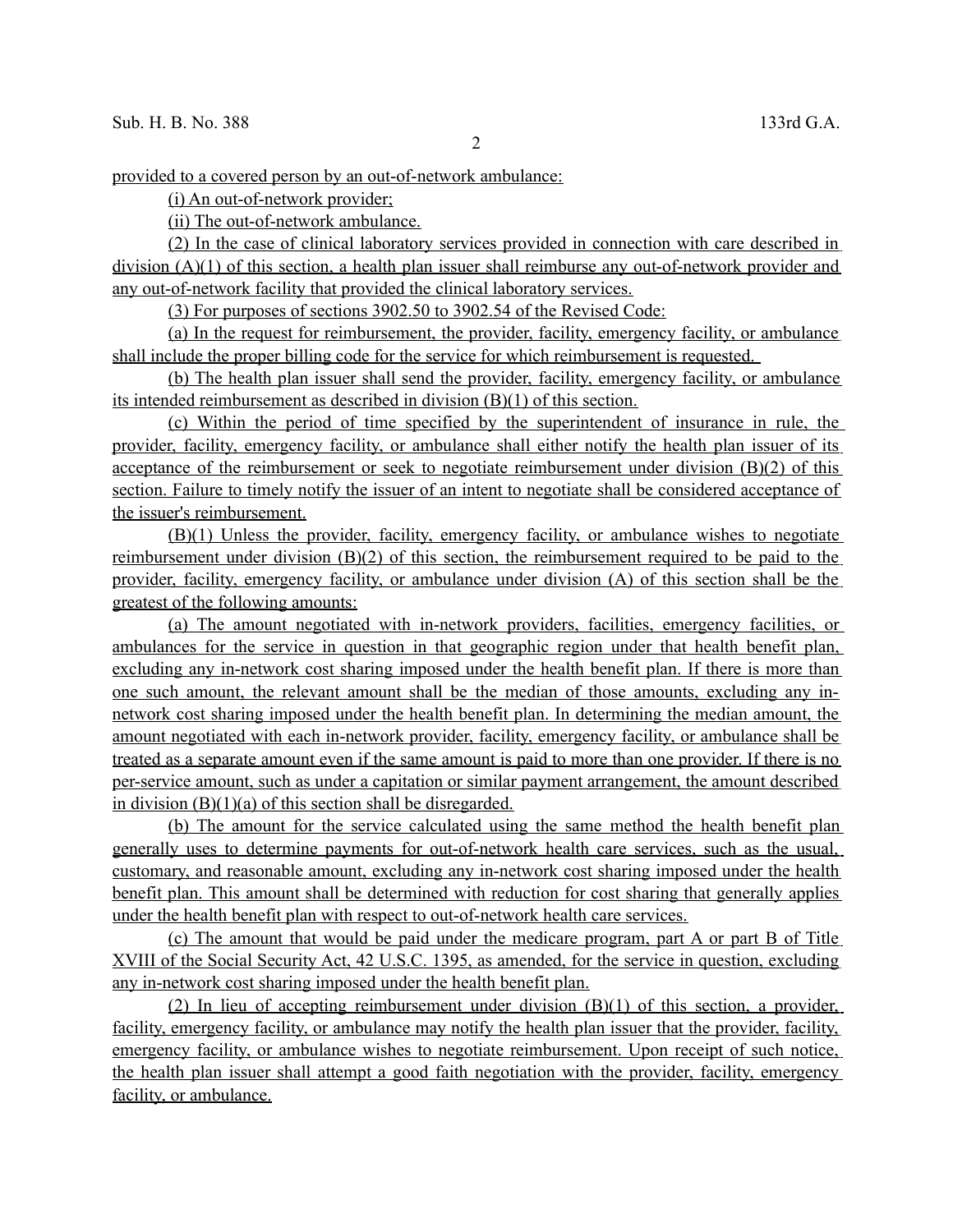provided to a covered person by an out-of-network ambulance:

(i) An out-of-network provider;

(ii) The out-of-network ambulance.

(2) In the case of clinical laboratory services provided in connection with care described in division (A)(1) of this section, a health plan issuer shall reimburse any out-of-network provider and any out-of-network facility that provided the clinical laboratory services.

(3) For purposes of sections 3902.50 to 3902.54 of the Revised Code:

(a) In the request for reimbursement, the provider, facility, emergency facility, or ambulance shall include the proper billing code for the service for which reimbursement is requested.

(b) The health plan issuer shall send the provider, facility, emergency facility, or ambulance its intended reimbursement as described in division (B)(1) of this section.

(c) Within the period of time specified by the superintendent of insurance in rule, the provider, facility, emergency facility, or ambulance shall either notify the health plan issuer of its acceptance of the reimbursement or seek to negotiate reimbursement under division (B)(2) of this section. Failure to timely notify the issuer of an intent to negotiate shall be considered acceptance of the issuer's reimbursement.

(B)(1) Unless the provider, facility, emergency facility, or ambulance wishes to negotiate reimbursement under division (B)(2) of this section, the reimbursement required to be paid to the provider, facility, emergency facility, or ambulance under division (A) of this section shall be the greatest of the following amounts:

(a) The amount negotiated with in-network providers, facilities, emergency facilities, or ambulances for the service in question in that geographic region under that health benefit plan, excluding any in-network cost sharing imposed under the health benefit plan. If there is more than one such amount, the relevant amount shall be the median of those amounts, excluding any in-network cost sharing imposed under the health benefit plan. In determining the median amount, the amount negotiated with each in-network provider, facility, emergency facility, or ambulance shall be treated as a separate amount even if the same amount is paid to more than one provider. If there is no per-service amount, such as under a capitation or similar payment arrangement, the amount described in division (B)(1)(a) of this section shall be disregarded.

(b) The amount for the service calculated using the same method the health benefit plan generally uses to determine payments for out-of-network health care services, such as the usual, customary, and reasonable amount, excluding any in-network cost sharing imposed under the health benefit plan. This amount shall be determined with reduction for cost sharing that generally applies under the health benefit plan with respect to out-of-network health care services.

(c) The amount that would be paid under the medicare program, part A or part B of Title XVIII of the Social Security Act, 42 U.S.C. 1395, as amended, for the service in question, excluding any in-network cost sharing imposed under the health benefit plan.

(2) In lieu of accepting reimbursement under division (B)(1) of this section, a provider, facility, emergency facility, or ambulance may notify the health plan issuer that the provider, facility, emergency facility, or ambulance wishes to negotiate reimbursement. Upon receipt of such notice, the health plan issuer shall attempt a good faith negotiation with the provider, facility, emergency facility, or ambulance.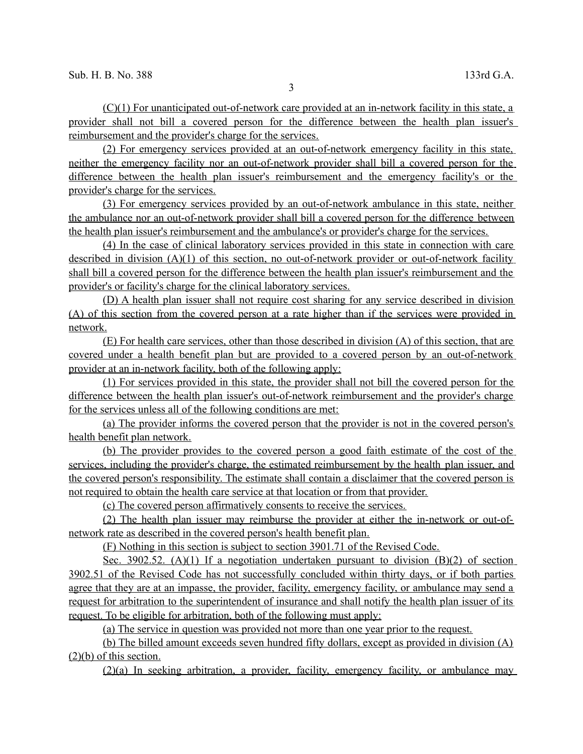(C)(1) For unanticipated out-of-network care provided at an in-network facility in this state, a provider shall not bill a covered person for the difference between the health plan issuer's reimbursement and the provider's charge for the services.

(2) For emergency services provided at an out-of-network emergency facility in this state, neither the emergency facility nor an out-of-network provider shall bill a covered person for the difference between the health plan issuer's reimbursement and the emergency facility's or the provider's charge for the services.

(3) For emergency services provided by an out-of-network ambulance in this state, neither the ambulance nor an out-of-network provider shall bill a covered person for the difference between the health plan issuer's reimbursement and the ambulance's or provider's charge for the services.

(4) In the case of clinical laboratory services provided in this state in connection with care described in division (A)(1) of this section, no out-of-network provider or out-of-network facility shall bill a covered person for the difference between the health plan issuer's reimbursement and the provider's or facility's charge for the clinical laboratory services.

(D) A health plan issuer shall not require cost sharing for any service described in division (A) of this section from the covered person at a rate higher than if the services were provided in network.

(E) For health care services, other than those described in division (A) of this section, that are covered under a health benefit plan but are provided to a covered person by an out-of-network provider at an in-network facility, both of the following apply:

(1) For services provided in this state, the provider shall not bill the covered person for the difference between the health plan issuer's out-of-network reimbursement and the provider's charge for the services unless all of the following conditions are met:

(a) The provider informs the covered person that the provider is not in the covered person's health benefit plan network.

(b) The provider provides to the covered person a good faith estimate of the cost of the services, including the provider's charge, the estimated reimbursement by the health plan issuer, and the covered person's responsibility. The estimate shall contain a disclaimer that the covered person is not required to obtain the health care service at that location or from that provider.

(c) The covered person affirmatively consents to receive the services.

(2) The health plan issuer may reimburse the provider at either the in-network or out-of-network rate as described in the covered person's health benefit plan.

(F) Nothing in this section is subject to section 3901.71 of the Revised Code.

Sec. 3902.52. (A)(1) If a negotiation undertaken pursuant to division (B)(2) of section 3902.51 of the Revised Code has not successfully concluded within thirty days, or if both parties agree that they are at an impasse, the provider, facility, emergency facility, or ambulance may send a request for arbitration to the superintendent of insurance and shall notify the health plan issuer of its request. To be eligible for arbitration, both of the following must apply:

(a) The service in question was provided not more than one year prior to the request.

(b) The billed amount exceeds seven hundred fifty dollars, except as provided in division (A)(2)(b) of this section.

(2)(a) In seeking arbitration, a provider, facility, emergency facility, or ambulance may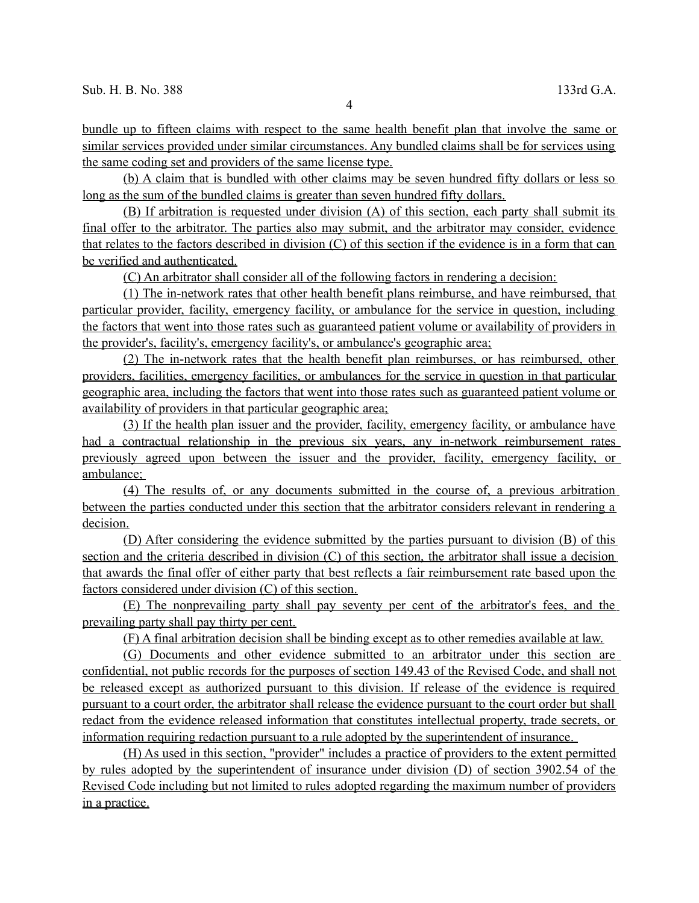bundle up to fifteen claims with respect to the same health benefit plan that involve the same or similar services provided under similar circumstances. Any bundled claims shall be for services using the same coding set and providers of the same license type.

(b) A claim that is bundled with other claims may be seven hundred fifty dollars or less so long as the sum of the bundled claims is greater than seven hundred fifty dollars.

(B) If arbitration is requested under division (A) of this section, each party shall submit its final offer to the arbitrator. The parties also may submit, and the arbitrator may consider, evidence that relates to the factors described in division (C) of this section if the evidence is in a form that can be verified and authenticated.

(C) An arbitrator shall consider all of the following factors in rendering a decision:

(1) The in-network rates that other health benefit plans reimburse, and have reimbursed, that particular provider, facility, emergency facility, or ambulance for the service in question, including the factors that went into those rates such as guaranteed patient volume or availability of providers in the provider's, facility's, emergency facility's, or ambulance's geographic area;

(2) The in-network rates that the health benefit plan reimburses, or has reimbursed, other providers, facilities, emergency facilities, or ambulances for the service in question in that particular geographic area, including the factors that went into those rates such as guaranteed patient volume or availability of providers in that particular geographic area;

(3) If the health plan issuer and the provider, facility, emergency facility, or ambulance have had a contractual relationship in the previous six years, any in-network reimbursement rates previously agreed upon between the issuer and the provider, facility, emergency facility, or ambulance;

(4) The results of, or any documents submitted in the course of, a previous arbitration between the parties conducted under this section that the arbitrator considers relevant in rendering a decision.

(D) After considering the evidence submitted by the parties pursuant to division (B) of this section and the criteria described in division (C) of this section, the arbitrator shall issue a decision that awards the final offer of either party that best reflects a fair reimbursement rate based upon the factors considered under division (C) of this section.

(E) The nonprevailing party shall pay seventy per cent of the arbitrator's fees, and the prevailing party shall pay thirty per cent.

(F) A final arbitration decision shall be binding except as to other remedies available at law.

(G) Documents and other evidence submitted to an arbitrator under this section are confidential, not public records for the purposes of section 149.43 of the Revised Code, and shall not be released except as authorized pursuant to this division. If release of the evidence is required pursuant to a court order, the arbitrator shall release the evidence pursuant to the court order but shall redact from the evidence released information that constitutes intellectual property, trade secrets, or information requiring redaction pursuant to a rule adopted by the superintendent of insurance.

(H) As used in this section, "provider" includes a practice of providers to the extent permitted by rules adopted by the superintendent of insurance under division (D) of section 3902.54 of the Revised Code including but not limited to rules adopted regarding the maximum number of providers in a practice.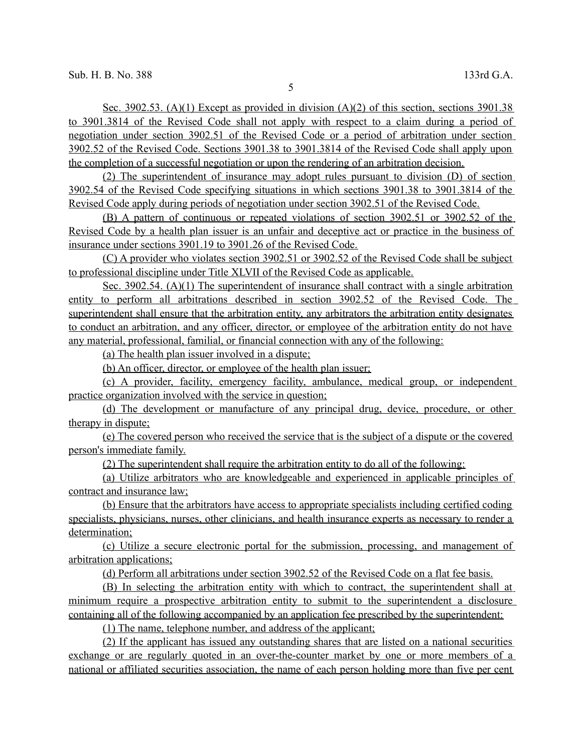Sec. 3902.53. (A)(1) Except as provided in division (A)(2) of this section, sections 3901.38 to 3901.3814 of the Revised Code shall not apply with respect to a claim during a period of negotiation under section 3902.51 of the Revised Code or a period of arbitration under section 3902.52 of the Revised Code. Sections 3901.38 to 3901.3814 of the Revised Code shall apply upon the completion of a successful negotiation or upon the rendering of an arbitration decision.

(2) The superintendent of insurance may adopt rules pursuant to division (D) of section 3902.54 of the Revised Code specifying situations in which sections 3901.38 to 3901.3814 of the Revised Code apply during periods of negotiation under section 3902.51 of the Revised Code.

(B) A pattern of continuous or repeated violations of section 3902.51 or 3902.52 of the Revised Code by a health plan issuer is an unfair and deceptive act or practice in the business of insurance under sections 3901.19 to 3901.26 of the Revised Code.

(C) A provider who violates section 3902.51 or 3902.52 of the Revised Code shall be subject to professional discipline under Title XLVII of the Revised Code as applicable.

Sec. 3902.54. (A)(1) The superintendent of insurance shall contract with a single arbitration entity to perform all arbitrations described in section 3902.52 of the Revised Code. The superintendent shall ensure that the arbitration entity, any arbitrators the arbitration entity designates to conduct an arbitration, and any officer, director, or employee of the arbitration entity do not have any material, professional, familial, or financial connection with any of the following:

(a) The health plan issuer involved in a dispute;

(b) An officer, director, or employee of the health plan issuer;

(c) A provider, facility, emergency facility, ambulance, medical group, or independent practice organization involved with the service in question;

(d) The development or manufacture of any principal drug, device, procedure, or other therapy in dispute;

(e) The covered person who received the service that is the subject of a dispute or the covered person's immediate family.

(2) The superintendent shall require the arbitration entity to do all of the following:

(a) Utilize arbitrators who are knowledgeable and experienced in applicable principles of contract and insurance law;

(b) Ensure that the arbitrators have access to appropriate specialists including certified coding specialists, physicians, nurses, other clinicians, and health insurance experts as necessary to render a determination;

(c) Utilize a secure electronic portal for the submission, processing, and management of arbitration applications;

(d) Perform all arbitrations under section 3902.52 of the Revised Code on a flat fee basis.

(B) In selecting the arbitration entity with which to contract, the superintendent shall at minimum require a prospective arbitration entity to submit to the superintendent a disclosure containing all of the following accompanied by an application fee prescribed by the superintendent:

(1) The name, telephone number, and address of the applicant;

(2) If the applicant has issued any outstanding shares that are listed on a national securities exchange or are regularly quoted in an over-the-counter market by one or more members of a national or affiliated securities association, the name of each person holding more than five per cent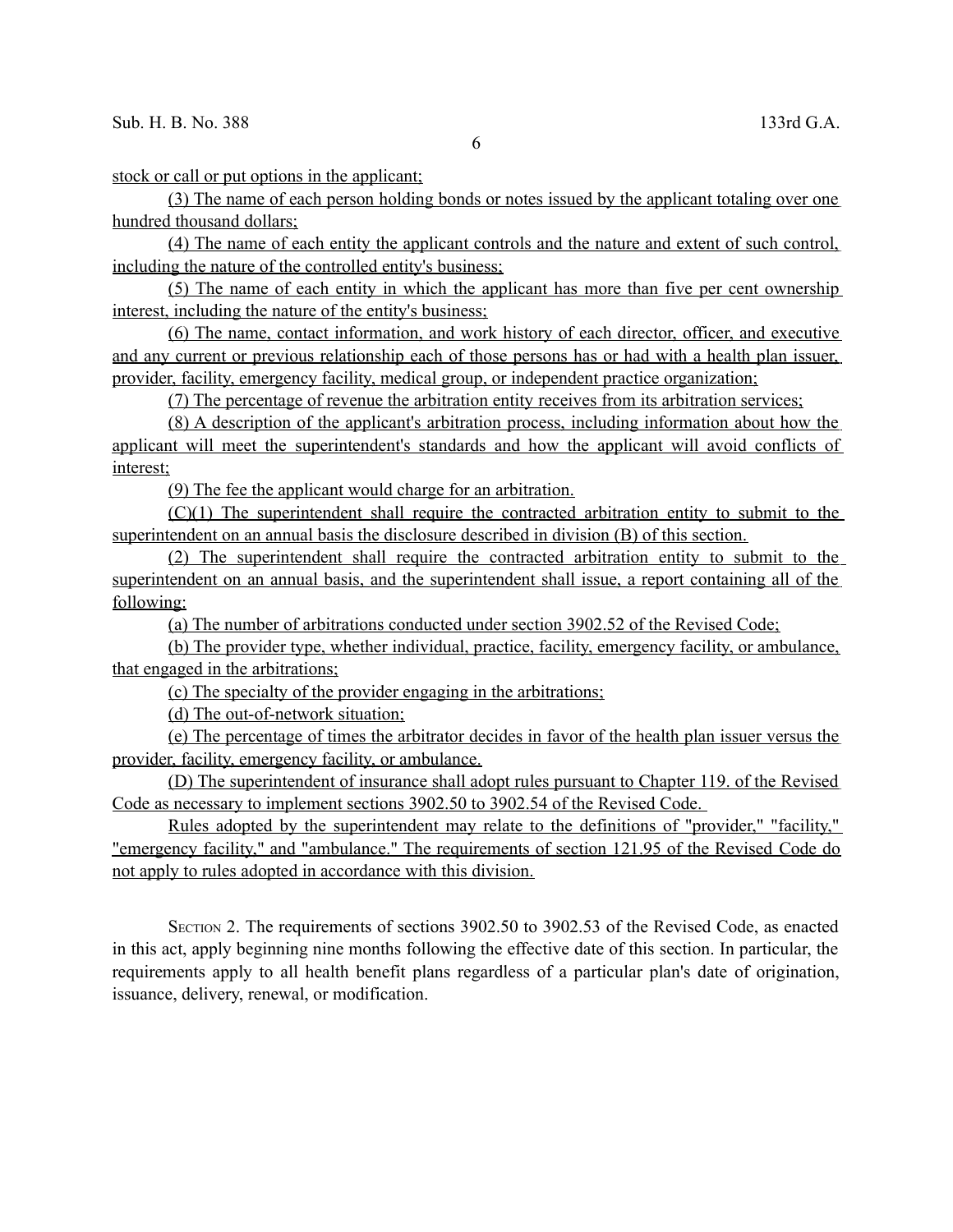stock or call or put options in the applicant;

(3) The name of each person holding bonds or notes issued by the applicant totaling over one hundred thousand dollars;

(4) The name of each entity the applicant controls and the nature and extent of such control, including the nature of the controlled entity's business;

(5) The name of each entity in which the applicant has more than five per cent ownership interest, including the nature of the entity's business;

(6) The name, contact information, and work history of each director, officer, and executive and any current or previous relationship each of those persons has or had with a health plan issuer, provider, facility, emergency facility, medical group, or independent practice organization;

(7) The percentage of revenue the arbitration entity receives from its arbitration services;

(8) A description of the applicant's arbitration process, including information about how the applicant will meet the superintendent's standards and how the applicant will avoid conflicts of interest;

(9) The fee the applicant would charge for an arbitration.

(C)(1) The superintendent shall require the contracted arbitration entity to submit to the superintendent on an annual basis the disclosure described in division (B) of this section.

(2) The superintendent shall require the contracted arbitration entity to submit to the superintendent on an annual basis, and the superintendent shall issue, a report containing all of the following:

(a) The number of arbitrations conducted under section 3902.52 of the Revised Code;

(b) The provider type, whether individual, practice, facility, emergency facility, or ambulance, that engaged in the arbitrations;

(c) The specialty of the provider engaging in the arbitrations;

(d) The out-of-network situation;

(e) The percentage of times the arbitrator decides in favor of the health plan issuer versus the provider, facility, emergency facility, or ambulance.

(D) The superintendent of insurance shall adopt rules pursuant to Chapter 119. of the Revised Code as necessary to implement sections 3902.50 to 3902.54 of the Revised Code.

Rules adopted by the superintendent may relate to the definitions of "provider," "facility," "emergency facility," and "ambulance." The requirements of section 121.95 of the Revised Code do not apply to rules adopted in accordance with this division.

SECTION 2. The requirements of sections 3902.50 to 3902.53 of the Revised Code, as enacted in this act, apply beginning nine months following the effective date of this section. In particular, the requirements apply to all health benefit plans regardless of a particular plan's date of origination, issuance, delivery, renewal, or modification.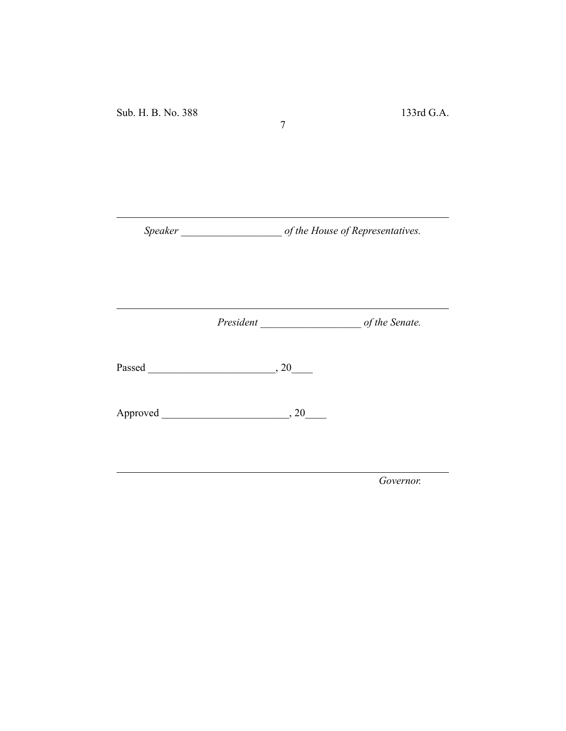*Speaker* ___________________ *of the House of Representatives.*

*President* ___________________ *of the Senate.*

Passed ________________________, 20____

Approved ________________________, 20____

*Governor.*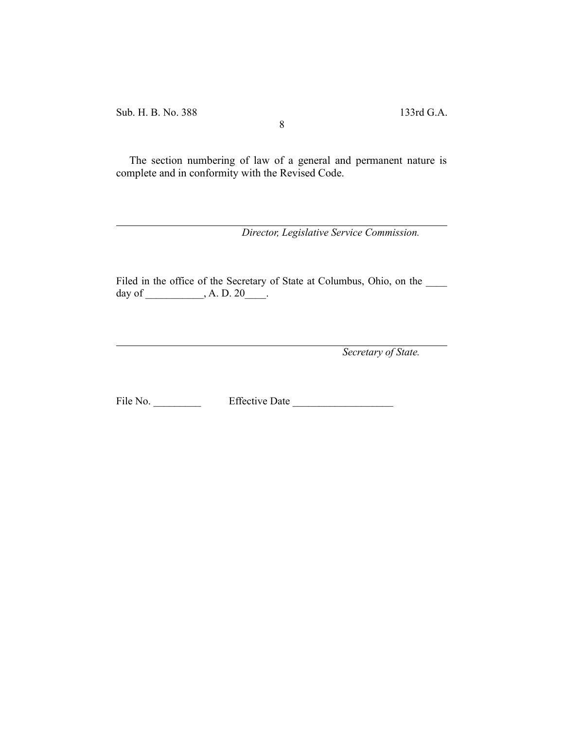The section numbering of law of a general and permanent nature is complete and in conformity with the Revised Code.

______________________________________________________________
*Director, Legislative Service Commission.*

Filed in the office of the Secretary of State at Columbus, Ohio, on the ____ day of ___________, A. D. 20____.

______________________________________________________________
*Secretary of State.*

File No. _________ Effective Date ___________________